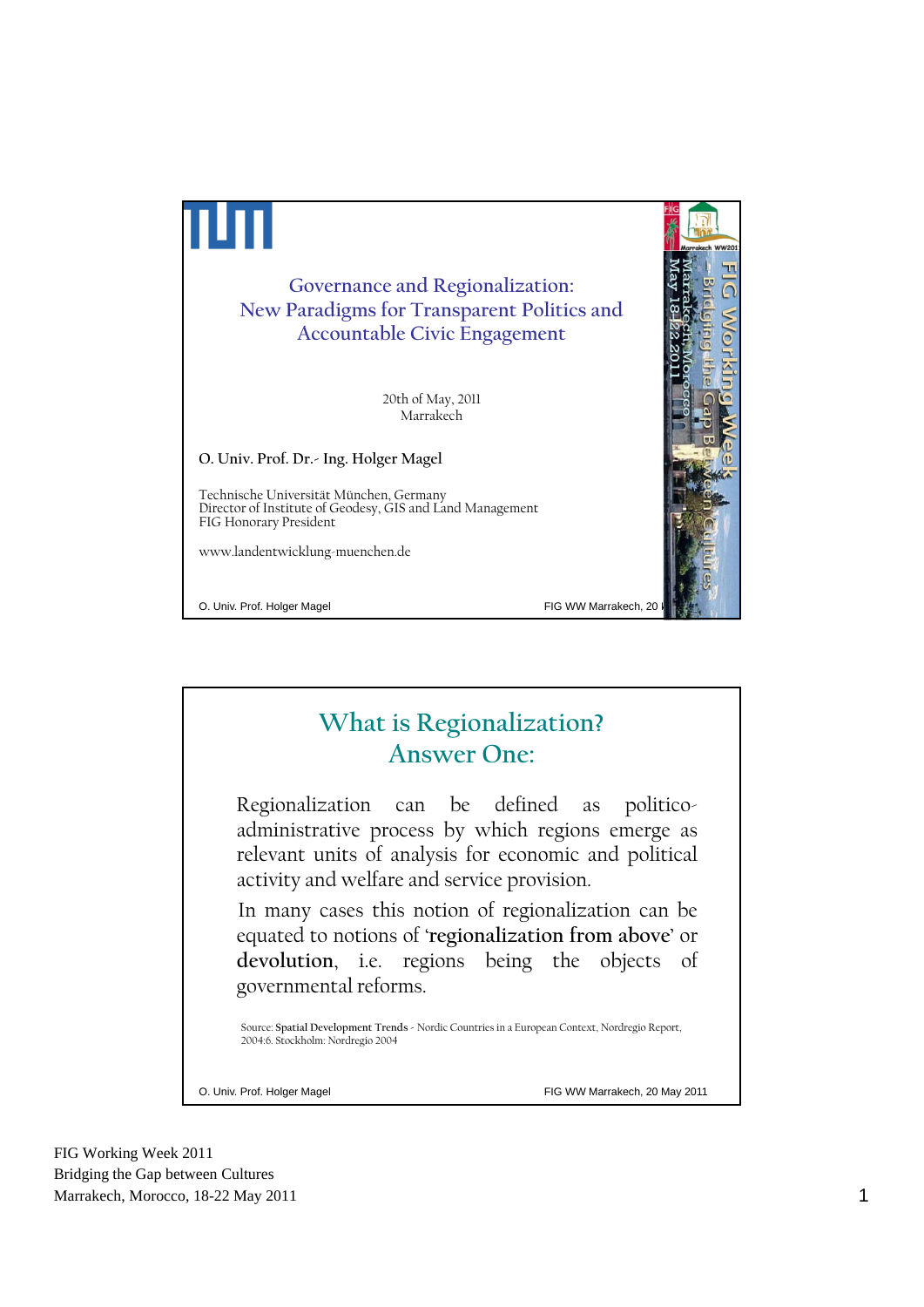# Governance and Regionalization: New Paradigms for Transparent Politics and Accountable Civic Engagement

20th of May, 2011
Marrakech

**O. Univ. Prof. Dr.- Ing. Holger Magel**

Technische Universität München, Germany
Director of Institute of Geodesy, GIS and Land Management
FIG Honorary President

www.landentwicklung-muenchen.de

## What is Regionalization? Answer One:

Regionalization can be defined as politico-administrative process by which regions emerge as relevant units of analysis for economic and political activity and welfare and service provision.

In many cases this notion of regionalization can be equated to notions of '**regionalization from above**' or **devolution**, i.e. regions being the objects of governmental reforms.

Source: **Spatial Development Trends** - Nordic Countries in a European Context, Nordregio Report, 2004:6. Stockholm: Nordregio 2004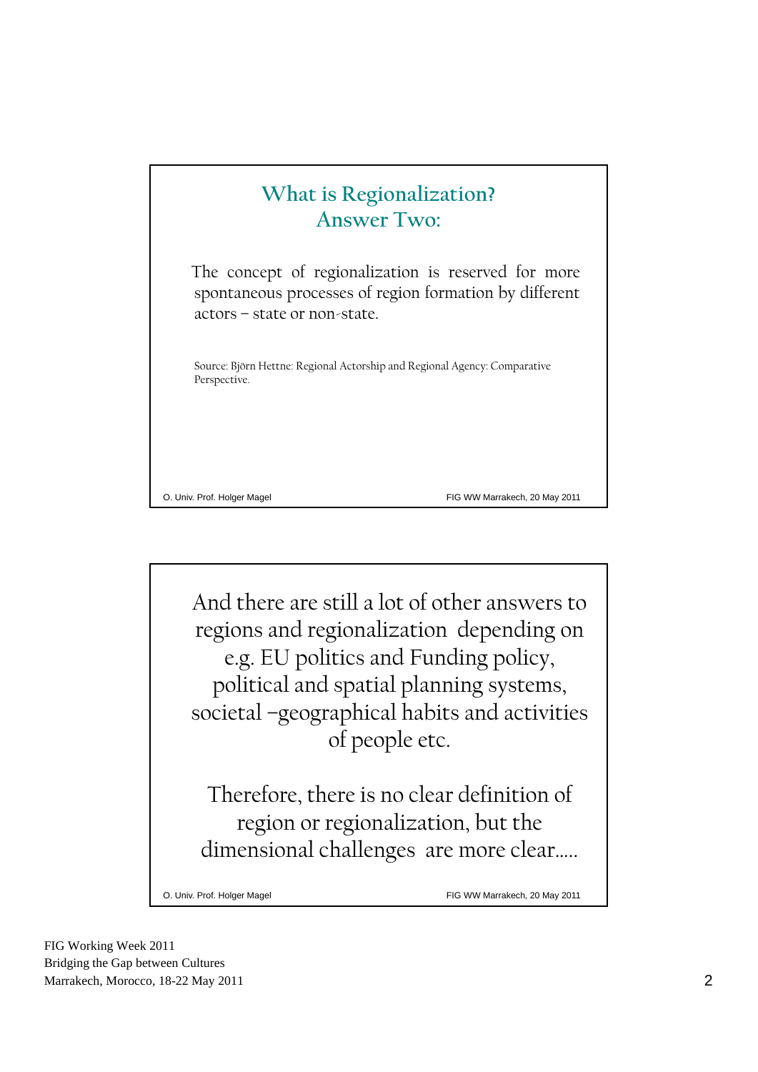## What is Regionalization?
## Answer Two:

The concept of regionalization is reserved for more spontaneous processes of region formation by different actors – state or non-state.

Source: Björn Hettne: Regional Actorship and Regional Agency: Comparative Perspective.

O. Univ. Prof. Holger Magel — FIG WW Marrakech, 20 May 2011

---

And there are still a lot of other answers to regions and regionalization depending on e.g. EU politics and Funding policy, political and spatial planning systems, societal –geographical habits and activities of people etc.

Therefore, there is no clear definition of region or regionalization, but the dimensional challenges are more clear.....

O. Univ. Prof. Holger Magel — FIG WW Marrakech, 20 May 2011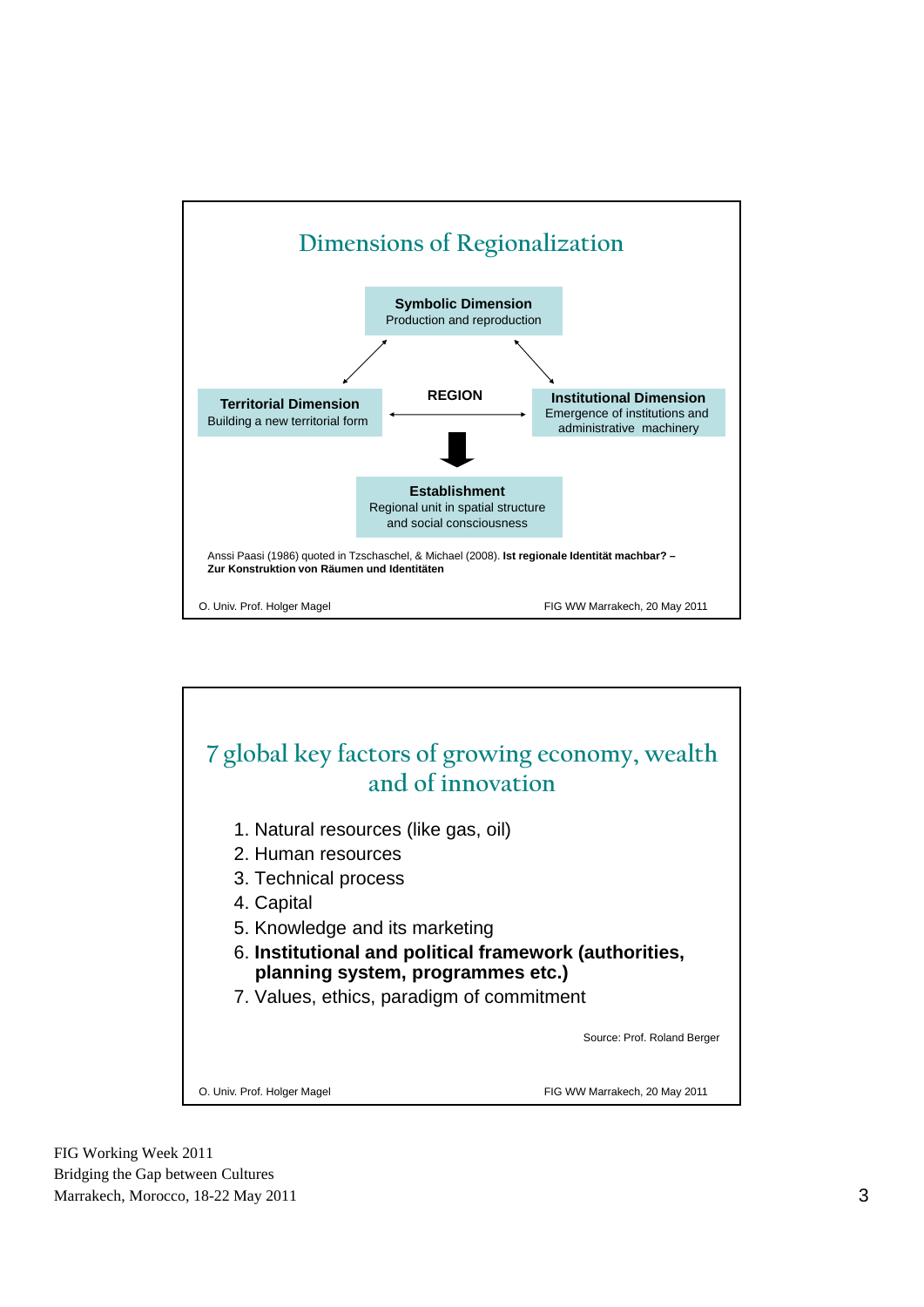## Dimensions of Regionalization

**Symbolic Dimension**
Production and reproduction

**Territorial Dimension**
Building a new territorial form

**REGION**

**Institutional Dimension**
Emergence of institutions and administrative machinery

**Establishment**
Regional unit in spatial structure and social consciousness

Anssi Paasi (1986) quoted in Tzschaschel, & Michael (2008). **Ist regionale Identität machbar? – Zur Konstruktion von Räumen und Identitäten**

O. Univ. Prof. Holger Magel — FIG WW Marrakech, 20 May 2011

## 7 global key factors of growing economy, wealth and of innovation

1. Natural resources (like gas, oil)
2. Human resources
3. Technical process
4. Capital
5. Knowledge and its marketing
6. **Institutional and political framework (authorities, planning system, programmes etc.)**
7. Values, ethics, paradigm of commitment

Source: Prof. Roland Berger

O. Univ. Prof. Holger Magel — FIG WW Marrakech, 20 May 2011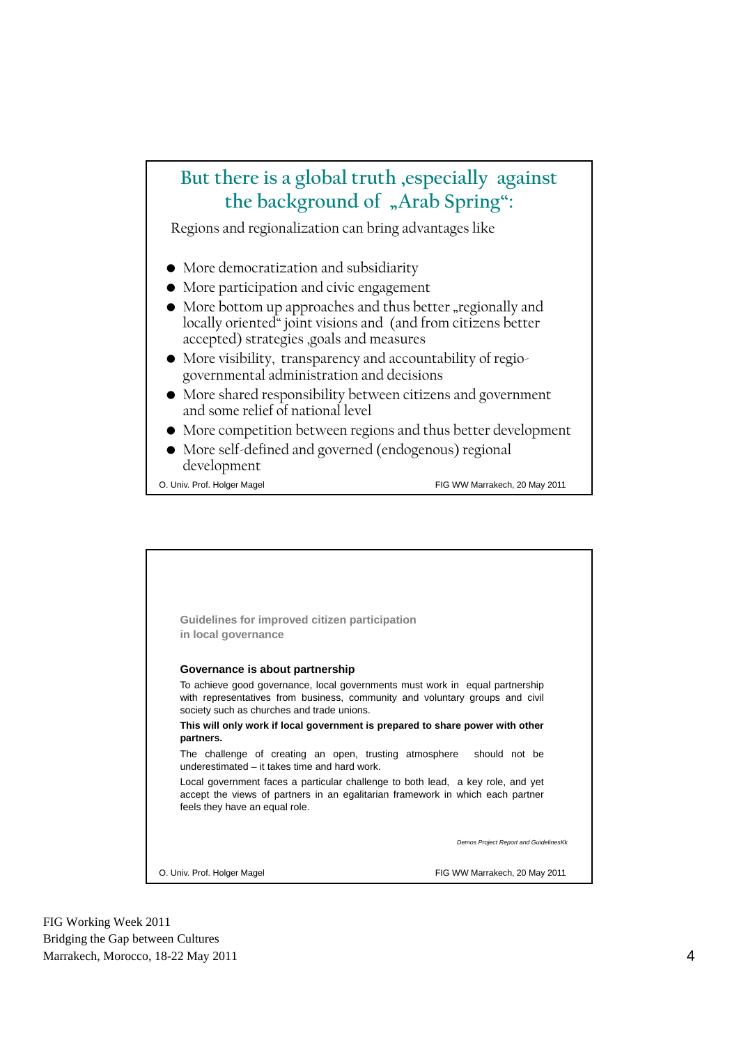## But there is a global truth ,especially against the background of „Arab Spring":

Regions and regionalization can bring advantages like

- More democratization and subsidiarity
- More participation and civic engagement
- More bottom up approaches and thus better „regionally and locally oriented" joint visions and (and from citizens better accepted) strategies ,goals and measures
- More visibility, transparency and accountability of regio-governmental administration and decisions
- More shared responsibility between citizens and government and some relief of national level
- More competition between regions and thus better development
- More self-defined and governed (endogenous) regional development

O. Univ. Prof. Holger Magel FIG WW Marrakech, 20 May 2011

Guidelines for improved citizen participation in local governance

**Governance is about partnership**

To achieve good governance, local governments must work in equal partnership with representatives from business, community and voluntary groups and civil society such as churches and trade unions.

**This will only work if local government is prepared to share power with other partners.**

The challenge of creating an open, trusting atmosphere should not be underestimated – it takes time and hard work.

Local government faces a particular challenge to both lead, a key role, and yet accept the views of partners in an egalitarian framework in which each partner feels they have an equal role.

*Demos Project Report and GuidelinesKk*

O. Univ. Prof. Holger Magel FIG WW Marrakech, 20 May 2011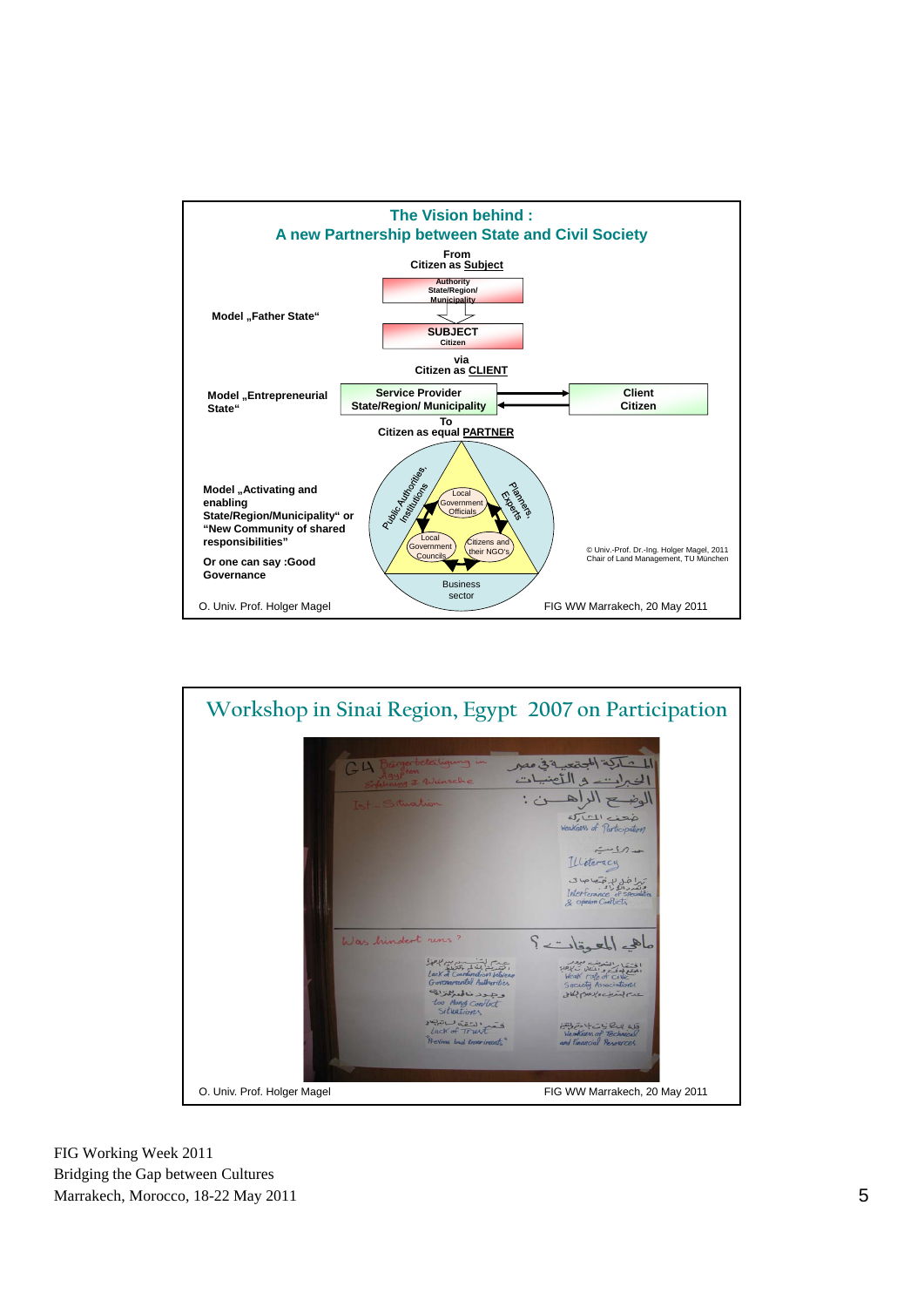## The Vision behind :
## A new Partnership between State and Civil Society

From
Citizen as Subject

Model „Father State“

Authority
State/Region/
Municipality

SUBJECT
Citizen

via
Citizen as CLIENT

Model „Entrepreneurial State“

Service Provider
State/Region/ Municipality

Client
Citizen

To
Citizen as equal PARTNER

Model „Activating and enabling State/Region/Municipality“ or “New Community of shared responsibilities”

Or one can say :Good Governance

Public Authorities, Institutions

Planners, Experts

Local Government Officials

Local Government Councils

Citizens and their NGO's

Business sector

© Univ.-Prof. Dr.-Ing. Holger Magel, 2011
Chair of Land Management, TU München

O. Univ. Prof. Holger Magel — FIG WW Marrakech, 20 May 2011

## Workshop in Sinai Region, Egypt 2007 on Participation

G4 Bürgerbeteiligung in Ägypten Erfahrungen & Wünsche

المشاركة المجتمعية في مصر الخبرات و الأمنيات

Ist – Situation

الوضع الراهن :

ضعف المشاركة
Weakness of Participation

الأمية
Illiteracy

Interference of Securities & Opinion Conflicts

Was hindert uns ?

ماهي المعوقات ؟

Lack of Coordination between Governmental Authorities

too Many Conflict Situations

Lack of Trust Previous bad Experiments

Weak role of Civic Society Associations

Weakness of Technical and Financial Resources

O. Univ. Prof. Holger Magel — FIG WW Marrakech, 20 May 2011

FIG Working Week 2011
Bridging the Gap between Cultures
Marrakech, Morocco, 18-22 May 2011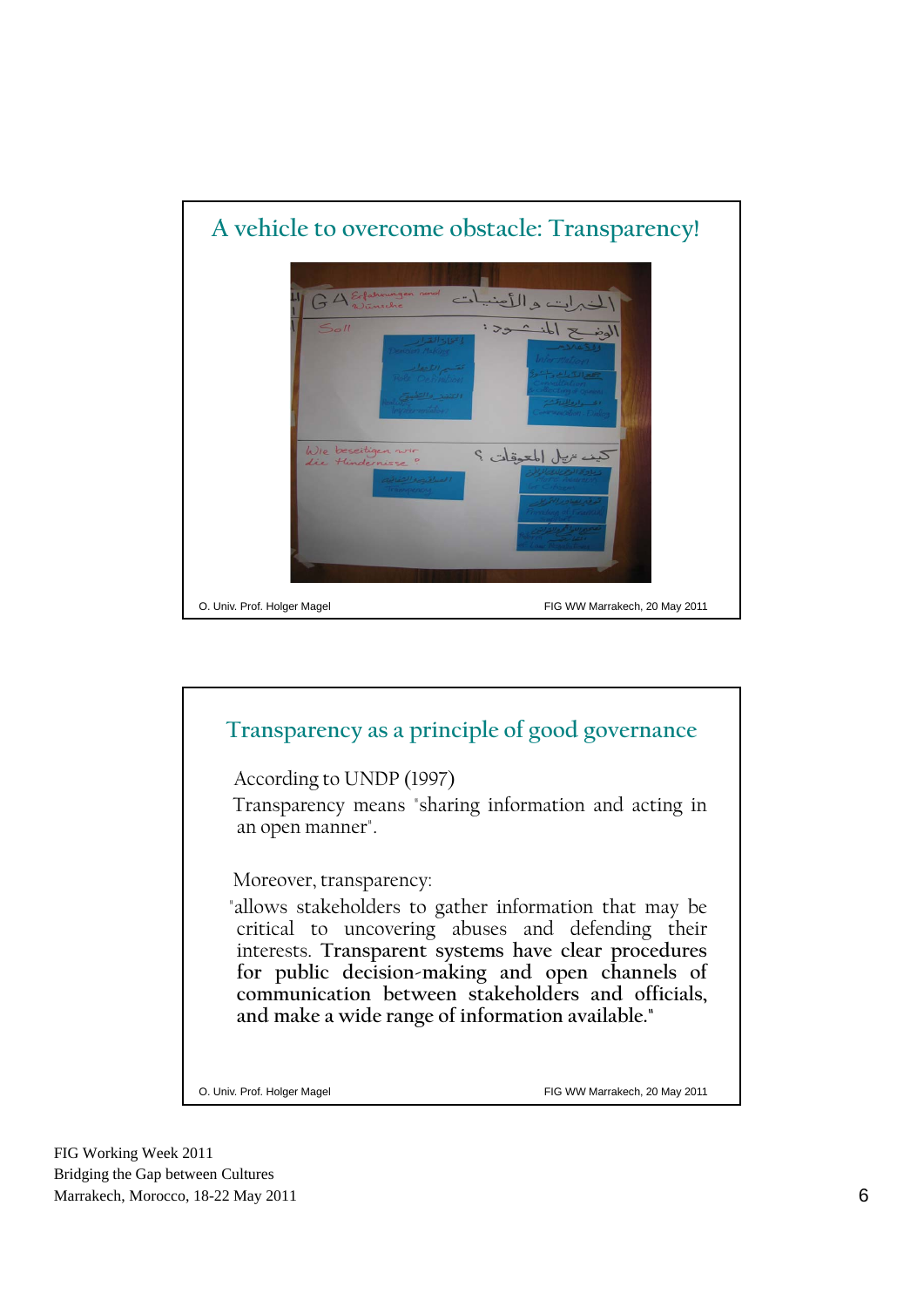## A vehicle to overcome obstacle: Transparency!

O. Univ. Prof. Holger Magel — FIG WW Marrakech, 20 May 2011

## Transparency as a principle of good governance

According to UNDP (1997)

Transparency means "sharing information and acting in an open manner".

Moreover, transparency:

"allows stakeholders to gather information that may be critical to uncovering abuses and defending their interests. **Transparent systems have clear procedures for public decision-making and open channels of communication between stakeholders and officials, and make a wide range of information available.**"

O. Univ. Prof. Holger Magel — FIG WW Marrakech, 20 May 2011

FIG Working Week 2011
Bridging the Gap between Cultures
Marrakech, Morocco, 18-22 May 2011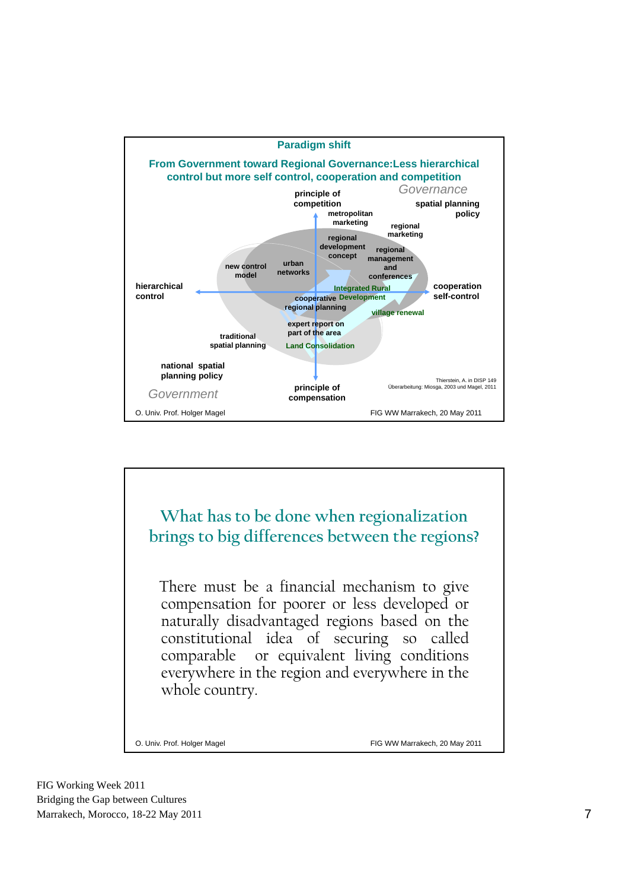**Paradigm shift**

**From Government toward Regional Governance: Less hierarchical control but more self control, cooperation and competition**

*Governance*

principle of competition

spatial planning policy

metropolitan marketing

regional marketing

regional development concept

regional management and conferences

new control model

urban networks

hierarchical control

cooperation self-control

Integrated Rural Development

cooperative regional planning

village renewal

expert report on part of the area

traditional spatial planning

Land Consolidation

national spatial planning policy

*Government*

principle of compensation

Thierstein, A. in DISP 149
Überarbeitung: Miosga, 2003 und Magel, 2011

O. Univ. Prof. Holger Magel — FIG WW Marrakech, 20 May 2011

## What has to be done when regionalization brings to big differences between the regions?

There must be a financial mechanism to give compensation for poorer or less developed or naturally disadvantaged regions based on the constitutional idea of securing so called comparable or equivalent living conditions everywhere in the region and everywhere in the whole country.

O. Univ. Prof. Holger Magel — FIG WW Marrakech, 20 May 2011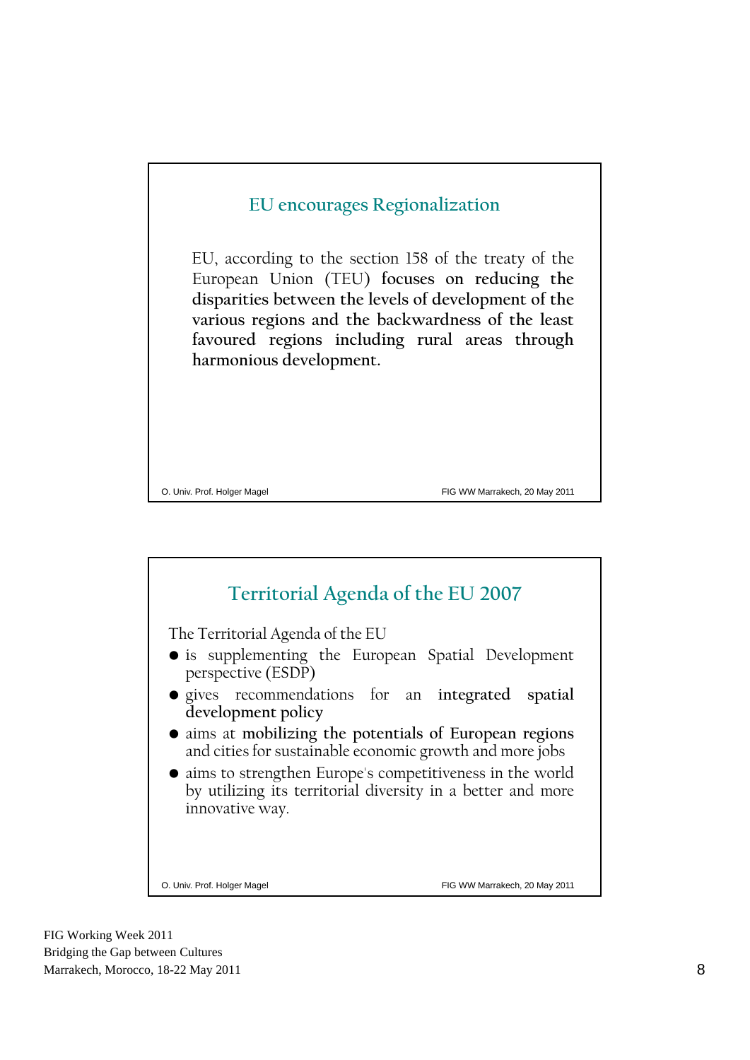## EU encourages Regionalization

EU, according to the section 158 of the treaty of the European Union (TEU) **focuses on reducing the disparities between the levels of development of the various regions and the backwardness of the least favoured regions including rural areas through harmonious development.**

O. Univ. Prof. Holger Magel — FIG WW Marrakech, 20 May 2011

## Territorial Agenda of the EU 2007

The Territorial Agenda of the EU

- is supplementing the European Spatial Development perspective (ESDP)
- gives recommendations for an **integrated spatial development policy**
- aims at **mobilizing the potentials of European regions** and cities for sustainable economic growth and more jobs
- aims to strengthen Europe's competitiveness in the world by utilizing its territorial diversity in a better and more innovative way.

O. Univ. Prof. Holger Magel — FIG WW Marrakech, 20 May 2011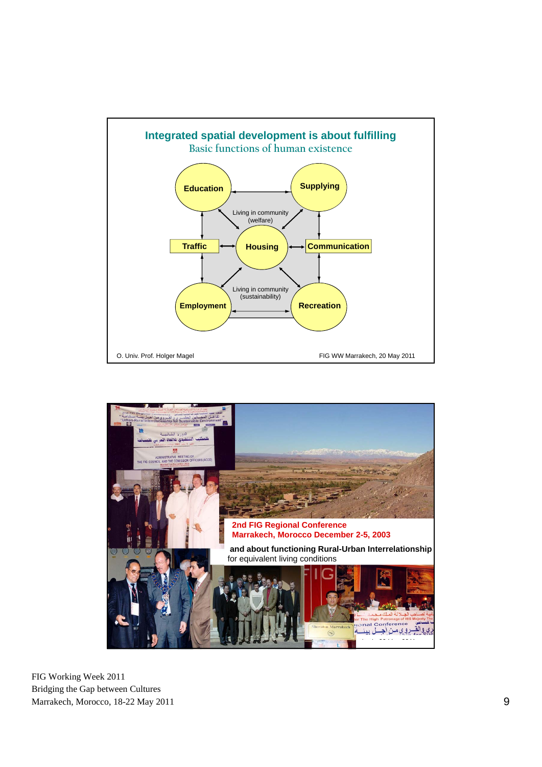## Integrated spatial development is about fulfilling

Basic functions of human existence

- Education
- Supplying
- Traffic
- Housing
- Communication
- Employment
- Recreation

Living in community (welfare)

Living in community (sustainability)

O. Univ. Prof. Holger Magel — FIG WW Marrakech, 20 May 2011

**2nd FIG Regional Conference**
**Marrakech, Morocco December 2-5, 2003**

**and about functioning Rural-Urban Interrelationship**
for equivalent living conditions

FIG Working Week 2011
Bridging the Gap between Cultures
Marrakech, Morocco, 18-22 May 2011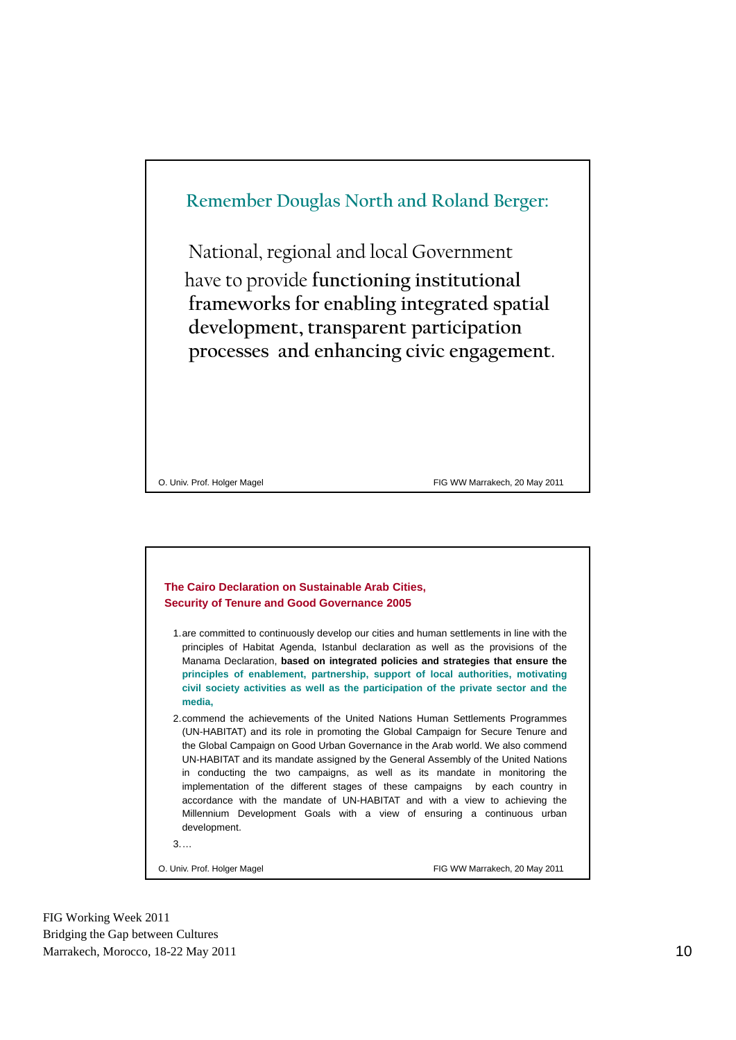## Remember Douglas North and Roland Berger:

National, regional and local Government have to provide **functioning institutional frameworks for enabling integrated spatial development, transparent participation processes and enhancing civic engagement**.

O. Univ. Prof. Holger Magel FIG WW Marrakech, 20 May 2011

## The Cairo Declaration on Sustainable Arab Cities, Security of Tenure and Good Governance 2005

1. are committed to continuously develop our cities and human settlements in line with the principles of Habitat Agenda, Istanbul declaration as well as the provisions of the Manama Declaration, **based on integrated policies and strategies that ensure the principles of enablement, partnership, support of local authorities, motivating civil society activities as well as the participation of the private sector and the media,**
2. commend the achievements of the United Nations Human Settlements Programmes (UN-HABITAT) and its role in promoting the Global Campaign for Secure Tenure and the Global Campaign on Good Urban Governance in the Arab world. We also commend UN-HABITAT and its mandate assigned by the General Assembly of the United Nations in conducting the two campaigns, as well as its mandate in monitoring the implementation of the different stages of these campaigns by each country in accordance with the mandate of UN-HABITAT and with a view to achieving the Millennium Development Goals with a view of ensuring a continuous urban development.
3. …

O. Univ. Prof. Holger Magel FIG WW Marrakech, 20 May 2011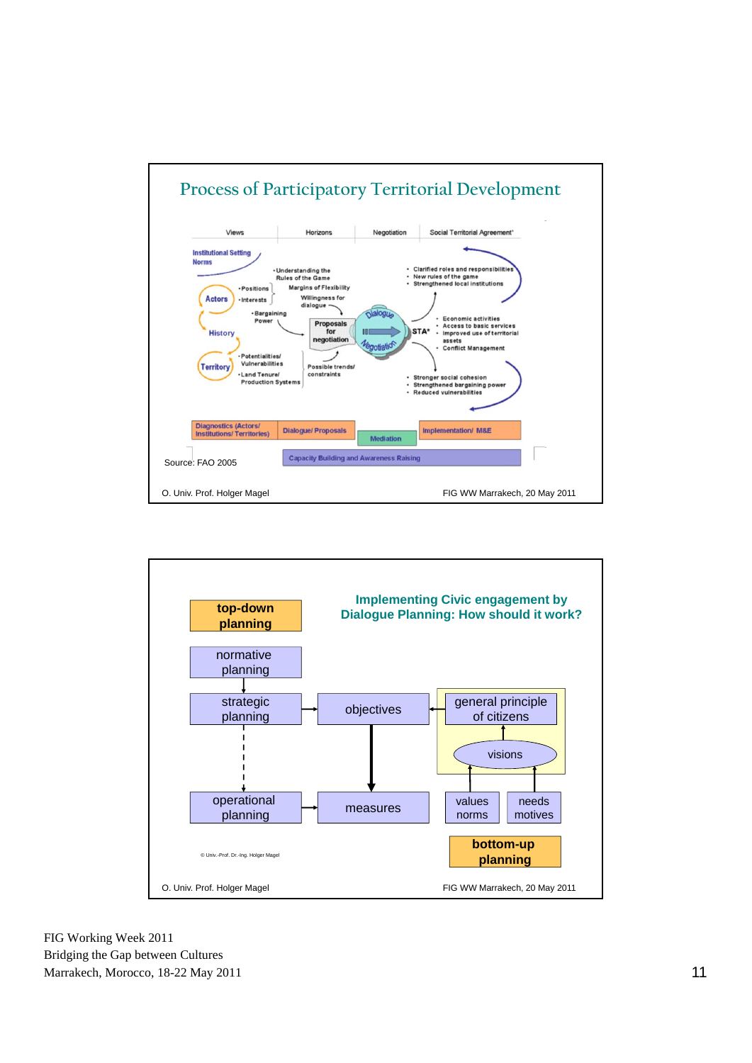## Process of Participatory Territorial Development

| Views | Horizons | Negotiation | Social Territorial Agreement* |
|---|---|---|---|

Institutional Setting
Norms

- Understanding the Rules of the Game

Margins of Flexibility

Willingness for dialogue

Actors
- Positions
- Interests
- Bargaining Power

History

Proposals for negotiation

Dialogue
Negotiation

STA*

Territory
- Potentialities/ Vulnerabilities
- Land Tenure/ Production Systems

Possible trends/ constraints

- Clarified roles and responsibilities
- New rules of the game
- Strengthened local institutions

- Economic activities
- Access to basic services
- Improved use of territorial assets
- Conflict Management

- Stronger social cohesion
- Strengthened bargaining power
- Reduced vulnerabilities

Diagnostics (Actors/ Institutions/ Territories) | Dialogue/ Proposals | Mediation | Implementation/ M&E

Capacity Building and Awareness Raising

Source: FAO 2005

O. Univ. Prof. Holger Magel — FIG WW Marrakech, 20 May 2011

## Implementing Civic engagement by Dialogue Planning: How should it work?

**top-down planning**

normative planning → strategic planning → objectives ← general principle of citizens ← visions ← values norms / needs motives

strategic planning → operational planning → measures

objectives → measures

**bottom-up planning**

© Univ.-Prof. Dr.-Ing. Holger Magel

O. Univ. Prof. Holger Magel — FIG WW Marrakech, 20 May 2011

FIG Working Week 2011
Bridging the Gap between Cultures
Marrakech, Morocco, 18-22 May 2011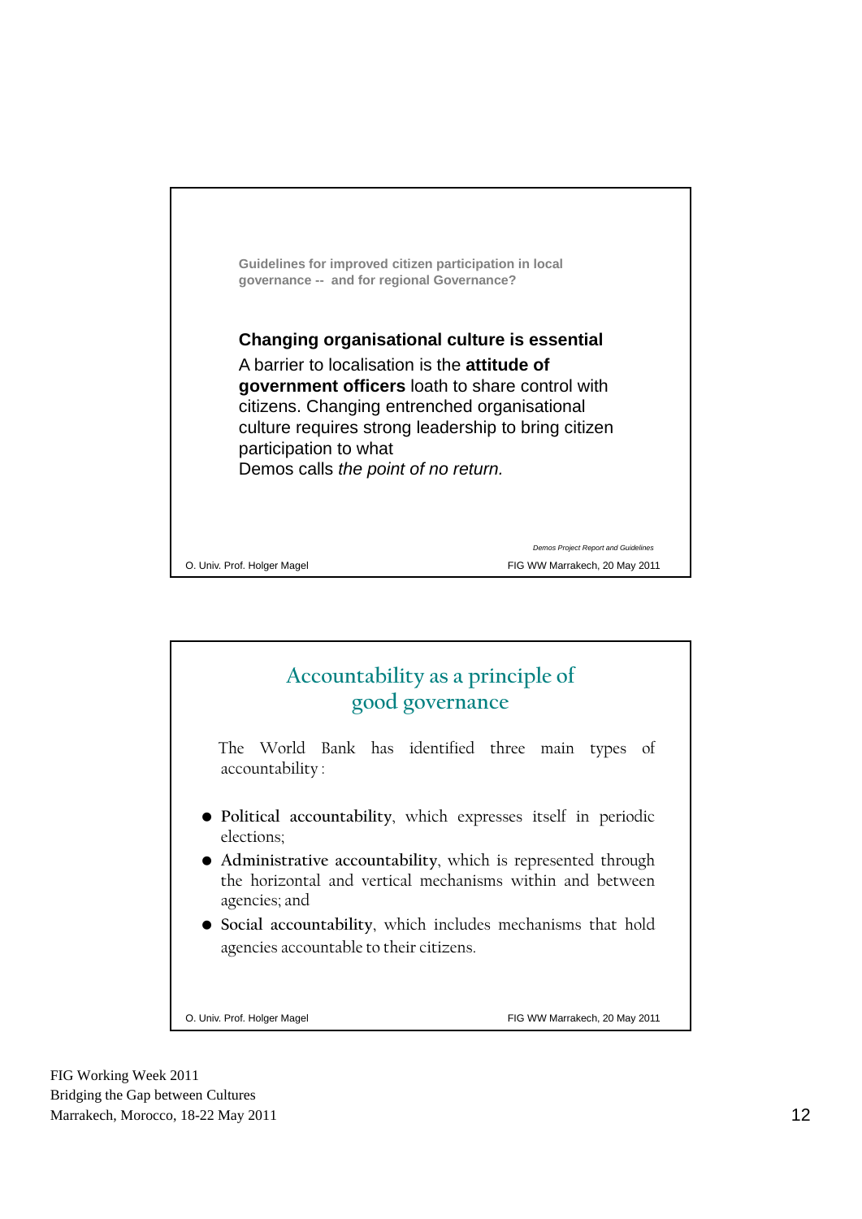Guidelines for improved citizen participation in local governance -- and for regional Governance?

**Changing organisational culture is essential**

A barrier to localisation is the **attitude of government officers** loath to share control with citizens. Changing entrenched organisational culture requires strong leadership to bring citizen participation to what Demos calls *the point of no return.*

*Demos Project Report and Guidelines*

O. Univ. Prof. Holger Magel — FIG WW Marrakech, 20 May 2011

## Accountability as a principle of good governance

The World Bank has identified three main types of accountability :

- **Political accountability**, which expresses itself in periodic elections;
- **Administrative accountability**, which is represented through the horizontal and vertical mechanisms within and between agencies; and
- **Social accountability**, which includes mechanisms that hold agencies accountable to their citizens.

O. Univ. Prof. Holger Magel — FIG WW Marrakech, 20 May 2011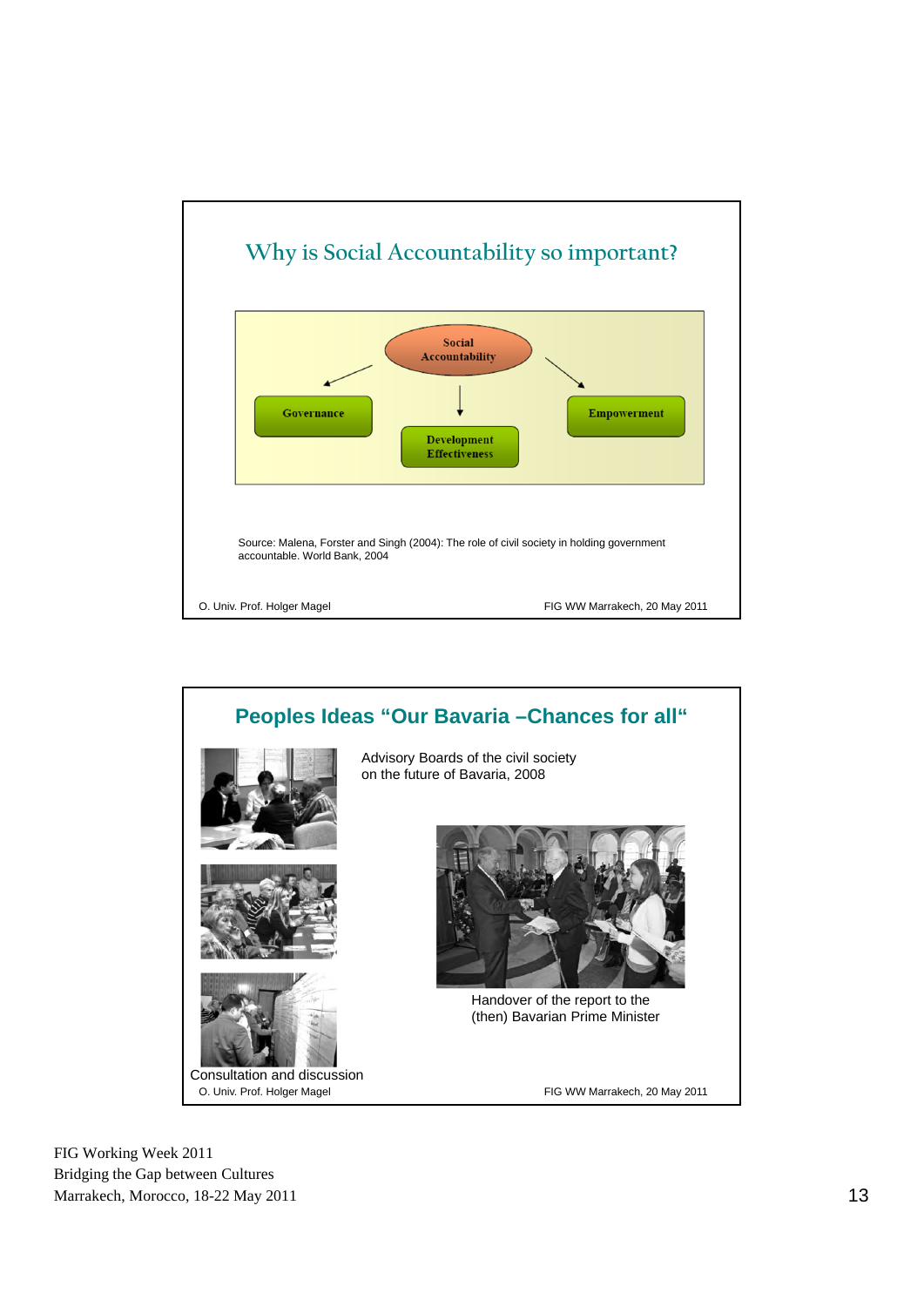## Why is Social Accountability so important?

Social Accountability

Governance

Development Effectiveness

Empowerment

Source: Malena, Forster and Singh (2004): The role of civil society in holding government accountable. World Bank, 2004

O. Univ. Prof. Holger Magel

FIG WW Marrakech, 20 May 2011

## Peoples Ideas "Our Bavaria –Chances for all"

Advisory Boards of the civil society on the future of Bavaria, 2008

Handover of the report to the (then) Bavarian Prime Minister

Consultation and discussion

O. Univ. Prof. Holger Magel

FIG WW Marrakech, 20 May 2011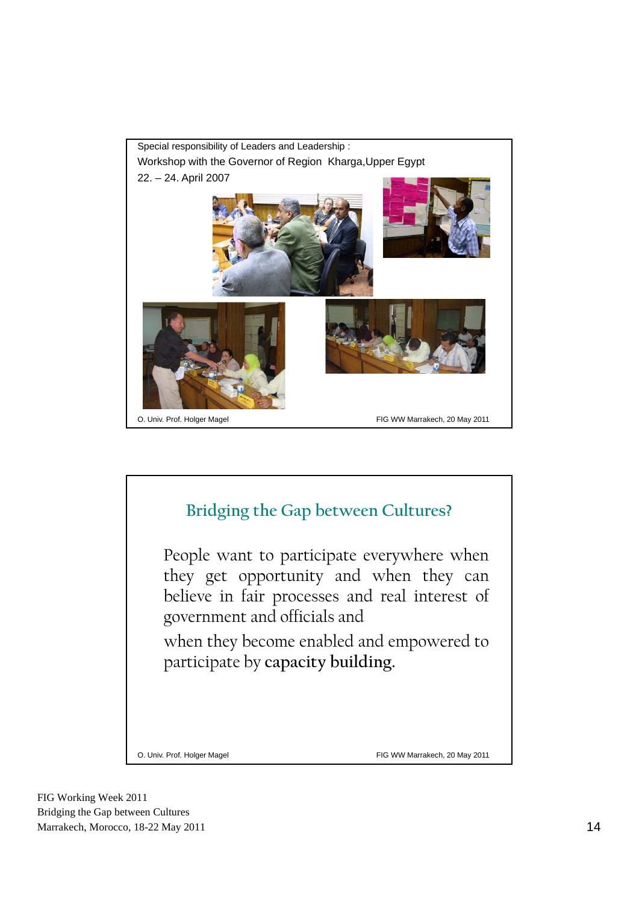Special responsibility of Leaders and Leadership :

Workshop with the Governor of Region Kharga,Upper Egypt

22. – 24. April 2007

O. Univ. Prof. Holger Magel FIG WW Marrakech, 20 May 2011

## Bridging the Gap between Cultures?

People want to participate everywhere when they get opportunity and when they can believe in fair processes and real interest of government and officials and

when they become enabled and empowered to participate by **capacity building**.

O. Univ. Prof. Holger Magel FIG WW Marrakech, 20 May 2011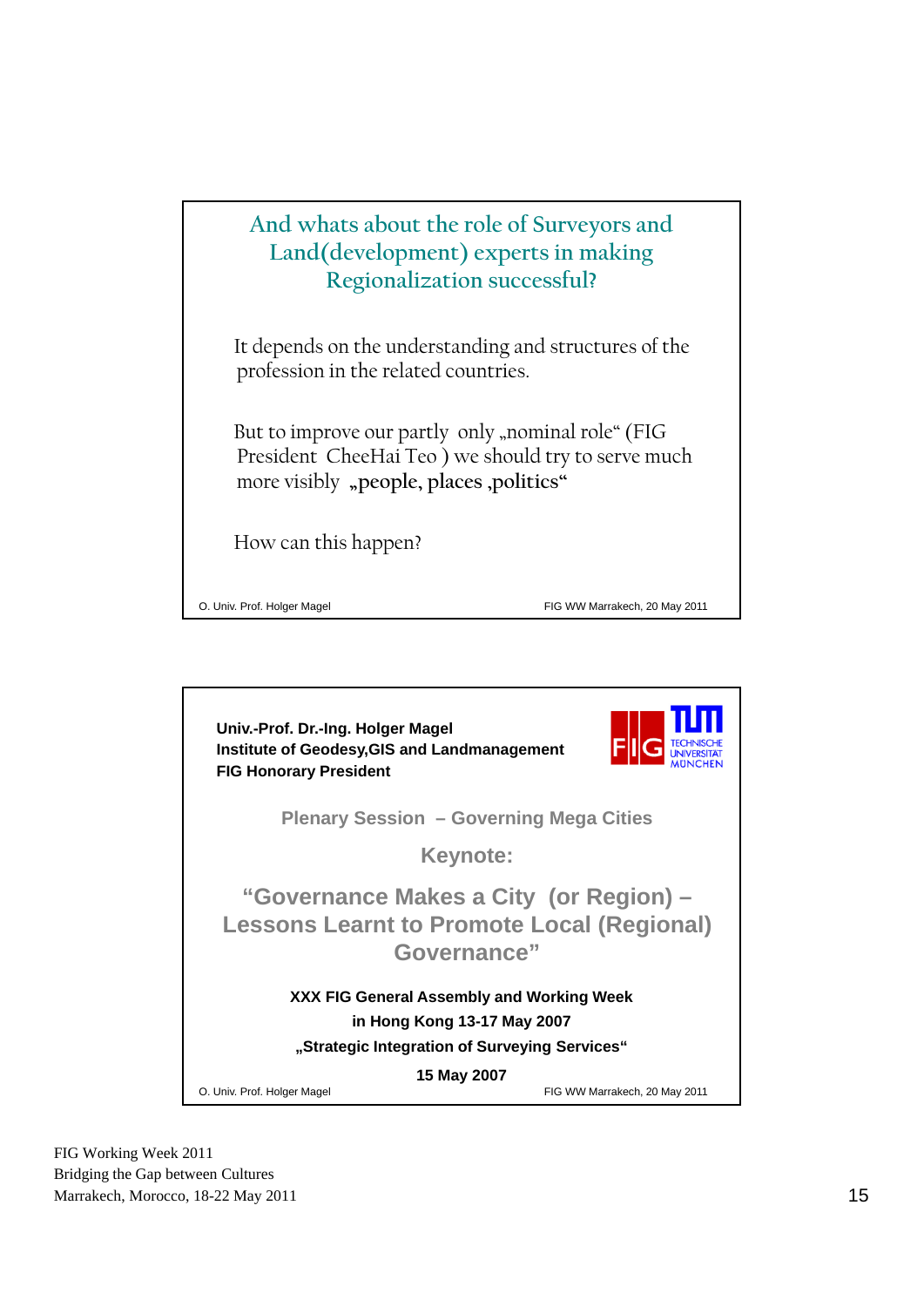## And whats about the role of Surveyors and Land(development) experts in making Regionalization successful?

It depends on the understanding and structures of the profession in the related countries.

But to improve our partly only „nominal role" (FIG President CheeHai Teo ) we should try to serve much more visibly **„people, places ,politics"**

How can this happen?

O. Univ. Prof. Holger Magel — FIG WW Marrakech, 20 May 2011

---

**Univ.-Prof. Dr.-Ing. Holger Magel**
**Institute of Geodesy,GIS and Landmanagement**
**FIG Honorary President**

FIG — TUM TECHNISCHE UNIVERSITÄT MÜNCHEN

**Plenary Session – Governing Mega Cities**

**Keynote:**

**"Governance Makes a City (or Region) – Lessons Learnt to Promote Local (Regional) Governance"**

**XXX FIG General Assembly and Working Week**
**in Hong Kong 13-17 May 2007**
**„Strategic Integration of Surveying Services"**

**15 May 2007**

O. Univ. Prof. Holger Magel — FIG WW Marrakech, 20 May 2011

FIG Working Week 2011
Bridging the Gap between Cultures
Marrakech, Morocco, 18-22 May 2011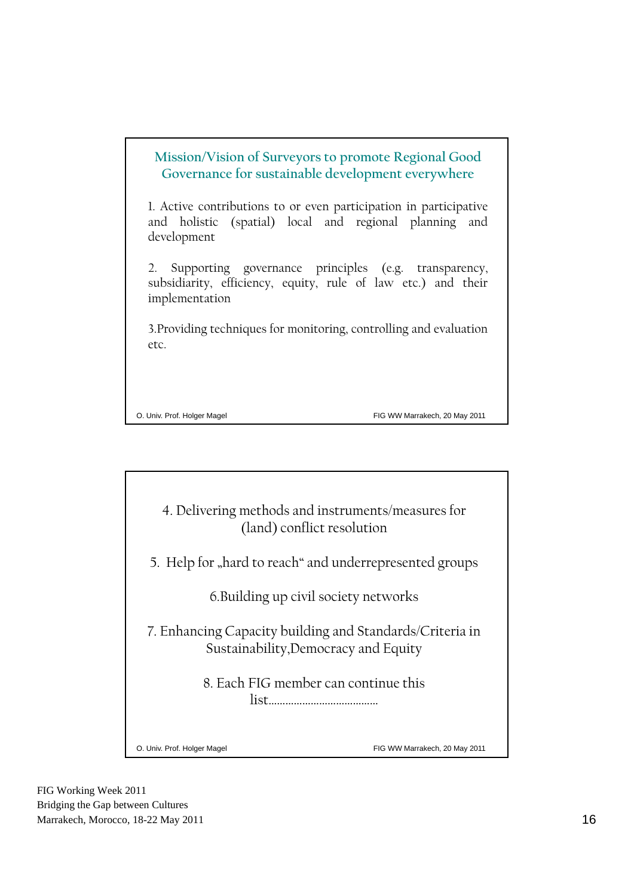## Mission/Vision of Surveyors to promote Regional Good Governance for sustainable development everywhere

1. Active contributions to or even participation in participative and holistic (spatial) local and regional planning and development

2. Supporting governance principles (e.g. transparency, subsidiarity, efficiency, equity, rule of law etc.) and their implementation

3.Providing techniques for monitoring, controlling and evaluation etc.

O. Univ. Prof. Holger Magel

FIG WW Marrakech, 20 May 2011

4. Delivering methods and instruments/measures for (land) conflict resolution

5. Help for „hard to reach" and underrepresented groups

6.Building up civil society networks

7. Enhancing Capacity building and Standards/Criteria in Sustainability,Democracy and Equity

8. Each FIG member can continue this list......................................

O. Univ. Prof. Holger Magel

FIG WW Marrakech, 20 May 2011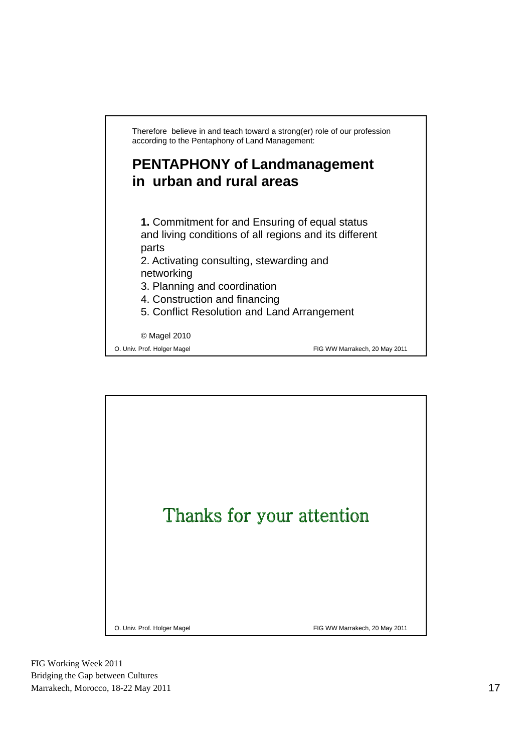Therefore believe in and teach toward a strong(er) role of our profession according to the Pentaphony of Land Management:

## PENTAPHONY of Landmanagement in urban and rural areas

**1.** Commitment for and Ensuring of equal status and living conditions of all regions and its different parts

2. Activating consulting, stewarding and networking

3. Planning and coordination

4. Construction and financing

5. Conflict Resolution and Land Arrangement

© Magel 2010

O. Univ. Prof. Holger Magel — FIG WW Marrakech, 20 May 2011

Thanks for your attention

O. Univ. Prof. Holger Magel — FIG WW Marrakech, 20 May 2011